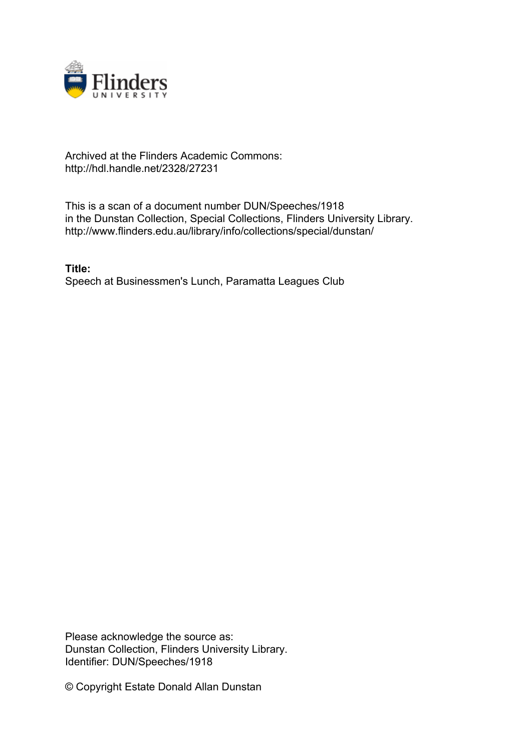Archived at the Flinders Academic Commons:
http://hdl.handle.net/2328/27231

This is a scan of a document number DUN/Speeches/1918
in the Dunstan Collection, Special Collections, Flinders University Library.
http://www.flinders.edu.au/library/info/collections/special/dunstan/

**Title:**
Speech at Businessmen's Lunch, Paramatta Leagues Club

Please acknowledge the source as:
Dunstan Collection, Flinders University Library.
Identifier: DUN/Speeches/1918

© Copyright Estate Donald Allan Dunstan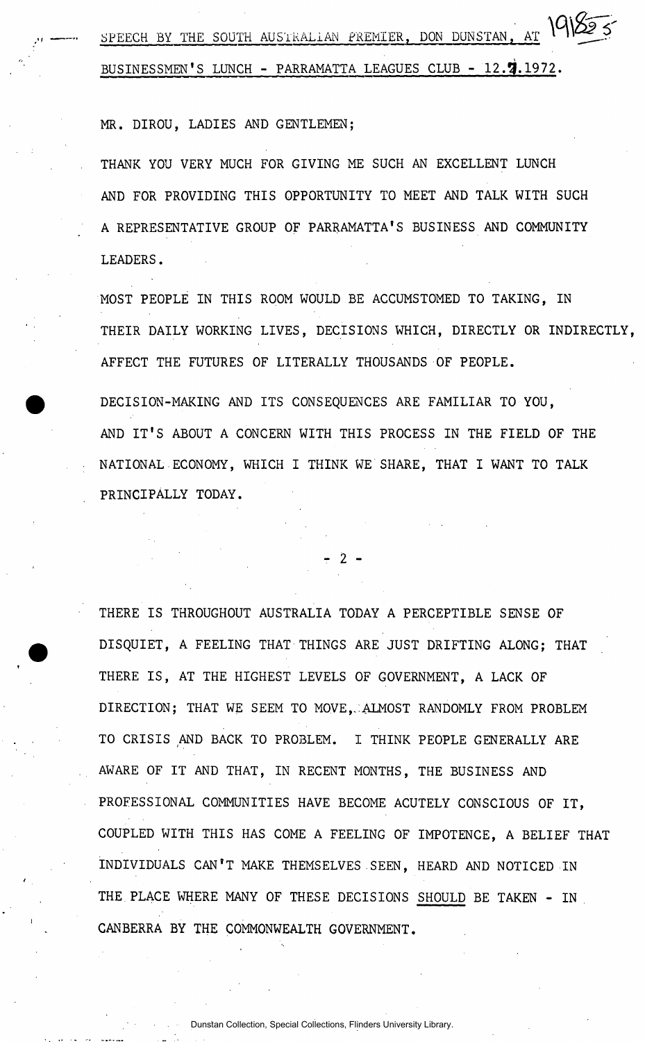SPEECH BY THE SOUTH AUSTRALIAN PREMIER, DON DUNSTAN, AT BUSINESSMEN'S LUNCH - PARRAMATTA LEAGUES CLUB - 12.7.1972.

MR. DIROU, LADIES AND GENTLEMEN;

THANK YOU VERY MUCH FOR GIVING ME SUCH AN EXCELLENT LUNCH AND FOR PROVIDING THIS OPPORTUNITY TO MEET AND TALK WITH SUCH A REPRESENTATIVE GROUP OF PARRAMATTA'S BUSINESS AND COMMUNITY LEADERS.

MOST PEOPLE IN THIS ROOM WOULD BE ACCUMSTOMED TO TAKING, IN THEIR DAILY WORKING LIVES, DECISIONS WHICH, DIRECTLY OR INDIRECTLY, AFFECT THE FUTURES OF LITERALLY THOUSANDS OF PEOPLE.

DECISION-MAKING AND ITS CONSEQUENCES ARE FAMILIAR TO YOU, AND IT'S ABOUT A CONCERN WITH THIS PROCESS IN THE FIELD OF THE NATIONAL ECONOMY, WHICH I THINK WE SHARE, THAT I WANT TO TALK PRINCIPALLY TODAY.

THERE IS THROUGHOUT AUSTRALIA TODAY A PERCEPTIBLE SENSE OF DISQUIET, A FEELING THAT THINGS ARE JUST DRIFTING ALONG; THAT THERE IS, AT THE HIGHEST LEVELS OF GOVERNMENT, A LACK OF DIRECTION; THAT WE SEEM TO MOVE, ALMOST RANDOMLY FROM PROBLEM TO CRISIS AND BACK TO PROBLEM. I THINK PEOPLE GENERALLY ARE AWARE OF IT AND THAT, IN RECENT MONTHS, THE BUSINESS AND PROFESSIONAL COMMUNITIES HAVE BECOME ACUTELY CONSCIOUS OF IT, COUPLED WITH THIS HAS COME A FEELING OF IMPOTENCE, A BELIEF THAT INDIVIDUALS CAN'T MAKE THEMSELVES SEEN, HEARD AND NOTICED IN THE PLACE WHERE MANY OF THESE DECISIONS <u>SHOULD</u> BE TAKEN - IN CANBERRA BY THE COMMONWEALTH GOVERNMENT.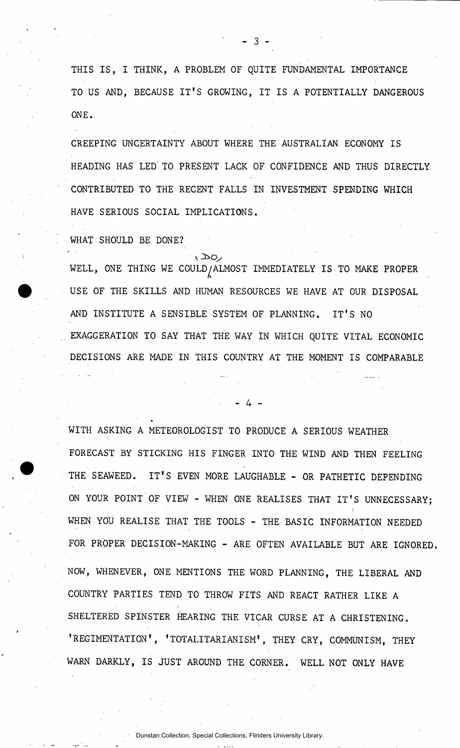THIS IS, I THINK, A PROBLEM OF QUITE FUNDAMENTAL IMPORTANCE TO US AND, BECAUSE IT'S GROWING, IT IS A POTENTIALLY DANGEROUS ONE.

CREEPING UNCERTAINTY ABOUT WHERE THE AUSTRALIAN ECONOMY IS HEADING HAS LED TO PRESENT LACK OF CONFIDENCE AND THUS DIRECTLY CONTRIBUTED TO THE RECENT FALLS IN INVESTMENT SPENDING WHICH HAVE SERIOUS SOCIAL IMPLICATIONS.

WHAT SHOULD BE DONE?

WELL, ONE THING WE COULD DO ALMOST IMMEDIATELY IS TO MAKE PROPER USE OF THE SKILLS AND HUMAN RESOURCES WE HAVE AT OUR DISPOSAL AND INSTITUTE A SENSIBLE SYSTEM OF PLANNING. IT'S NO EXAGGERATION TO SAY THAT THE WAY IN WHICH QUITE VITAL ECONOMIC DECISIONS ARE MADE IN THIS COUNTRY AT THE MOMENT IS COMPARABLE WITH ASKING A METEOROLOGIST TO PRODUCE A SERIOUS WEATHER FORECAST BY STICKING HIS FINGER INTO THE WIND AND THEN FEELING THE SEAWEED. IT'S EVEN MORE LAUGHABLE - OR PATHETIC DEPENDING ON YOUR POINT OF VIEW - WHEN ONE REALISES THAT IT'S UNNECESSARY; WHEN YOU REALISE THAT THE TOOLS - THE BASIC INFORMATION NEEDED FOR PROPER DECISION-MAKING - ARE OFTEN AVAILABLE BUT ARE IGNORED.

NOW, WHENEVER, ONE MENTIONS THE WORD PLANNING, THE LIBERAL AND COUNTRY PARTIES TEND TO THROW FITS AND REACT RATHER LIKE A SHELTERED SPINSTER HEARING THE VICAR CURSE AT A CHRISTENING. 'REGIMENTATION', 'TOTALITARIANISM', THEY CRY, COMMUNISM, THEY WARN DARKLY, IS JUST AROUND THE CORNER. WELL NOT ONLY HAVE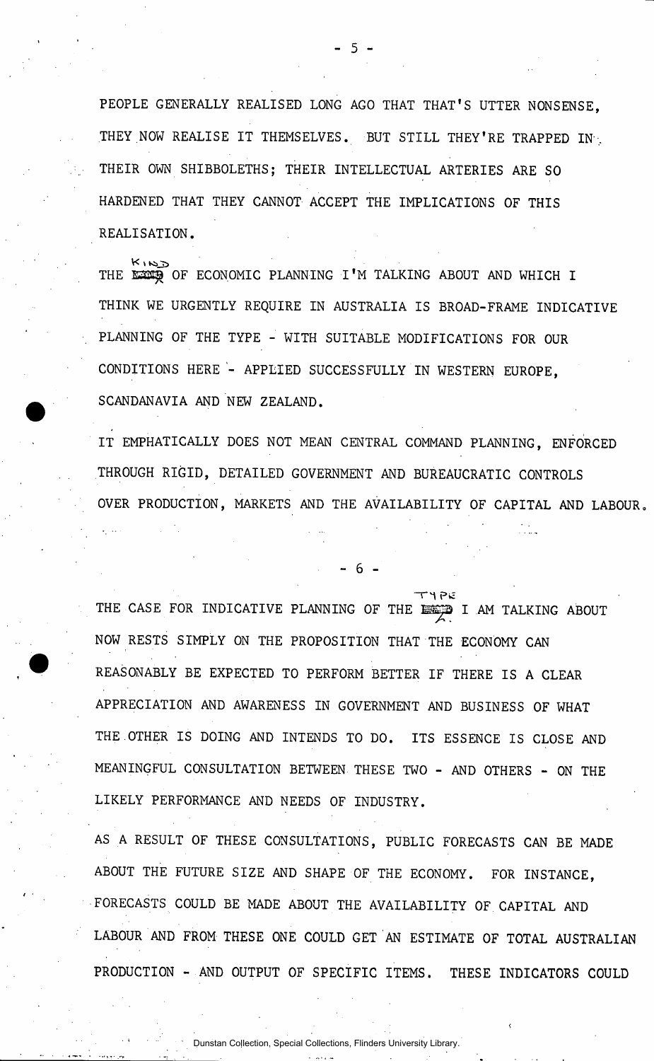PEOPLE GENERALLY REALISED LONG AGO THAT THAT'S UTTER NONSENSE, THEY NOW REALISE IT THEMSELVES. BUT STILL THEY'RE TRAPPED IN THEIR OWN SHIBBOLETHS; THEIR INTELLECTUAL ARTERIES ARE SO HARDENED THAT THEY CANNOT ACCEPT THE IMPLICATIONS OF THIS REALISATION.

THE KIND OF ECONOMIC PLANNING I'M TALKING ABOUT AND WHICH I THINK WE URGENTLY REQUIRE IN AUSTRALIA IS BROAD-FRAME INDICATIVE PLANNING OF THE TYPE - WITH SUITABLE MODIFICATIONS FOR OUR CONDITIONS HERE - APPLIED SUCCESSFULLY IN WESTERN EUROPE, SCANDANAVIA AND NEW ZEALAND.

IT EMPHATICALLY DOES NOT MEAN CENTRAL COMMAND PLANNING, ENFORCED THROUGH RIGID, DETAILED GOVERNMENT AND BUREAUCRATIC CONTROLS OVER PRODUCTION, MARKETS AND THE AVAILABILITY OF CAPITAL AND LABOUR.

THE CASE FOR INDICATIVE PLANNING OF THE TYPE I AM TALKING ABOUT NOW RESTS SIMPLY ON THE PROPOSITION THAT THE ECONOMY CAN REASONABLY BE EXPECTED TO PERFORM BETTER IF THERE IS A CLEAR APPRECIATION AND AWARENESS IN GOVERNMENT AND BUSINESS OF WHAT THE OTHER IS DOING AND INTENDS TO DO. ITS ESSENCE IS CLOSE AND MEANINGFUL CONSULTATION BETWEEN THESE TWO - AND OTHERS - ON THE LIKELY PERFORMANCE AND NEEDS OF INDUSTRY.

AS A RESULT OF THESE CONSULTATIONS, PUBLIC FORECASTS CAN BE MADE ABOUT THE FUTURE SIZE AND SHAPE OF THE ECONOMY. FOR INSTANCE, FORECASTS COULD BE MADE ABOUT THE AVAILABILITY OF CAPITAL AND LABOUR AND FROM THESE ONE COULD GET AN ESTIMATE OF TOTAL AUSTRALIAN PRODUCTION - AND OUTPUT OF SPECIFIC ITEMS. THESE INDICATORS COULD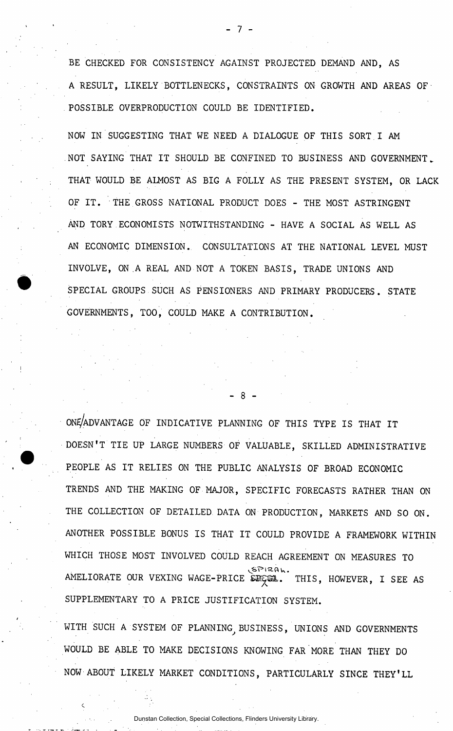BE CHECKED FOR CONSISTENCY AGAINST PROJECTED DEMAND AND, AS A RESULT, LIKELY BOTTLENECKS, CONSTRAINTS ON GROWTH AND AREAS OF POSSIBLE OVERPRODUCTION COULD BE IDENTIFIED.

NOW IN SUGGESTING THAT WE NEED A DIALOGUE OF THIS SORT I AM NOT SAYING THAT IT SHOULD BE CONFINED TO BUSINESS AND GOVERNMENT. THAT WOULD BE ALMOST AS BIG A FOLLY AS THE PRESENT SYSTEM, OR LACK OF IT. THE GROSS NATIONAL PRODUCT DOES - THE MOST ASTRINGENT AND TORY ECONOMISTS NOTWITHSTANDING - HAVE A SOCIAL AS WELL AS AN ECONOMIC DIMENSION. CONSULTATIONS AT THE NATIONAL LEVEL MUST INVOLVE, ON A REAL AND NOT A TOKEN BASIS, TRADE UNIONS AND SPECIAL GROUPS SUCH AS PENSIONERS AND PRIMARY PRODUCERS. STATE GOVERNMENTS, TOO, COULD MAKE A CONTRIBUTION.

ONE ADVANTAGE OF INDICATIVE PLANNING OF THIS TYPE IS THAT IT DOESN'T TIE UP LARGE NUMBERS OF VALUABLE, SKILLED ADMINISTRATIVE PEOPLE AS IT RELIES ON THE PUBLIC ANALYSIS OF BROAD ECONOMIC TRENDS AND THE MAKING OF MAJOR, SPECIFIC FORECASTS RATHER THAN ON THE COLLECTION OF DETAILED DATA ON PRODUCTION, MARKETS AND SO ON. ANOTHER POSSIBLE BONUS IS THAT IT COULD PROVIDE A FRAMEWORK WITHIN WHICH THOSE MOST INVOLVED COULD REACH AGREEMENT ON MEASURES TO AMELIORATE OUR VEXING WAGE-PRICE SPIRAL. THIS, HOWEVER, I SEE AS SUPPLEMENTARY TO A PRICE JUSTIFICATION SYSTEM.

WITH SUCH A SYSTEM OF PLANNING, BUSINESS, UNIONS AND GOVERNMENTS WOULD BE ABLE TO MAKE DECISIONS KNOWING FAR MORE THAN THEY DO NOW ABOUT LIKELY MARKET CONDITIONS, PARTICULARLY SINCE THEY'LL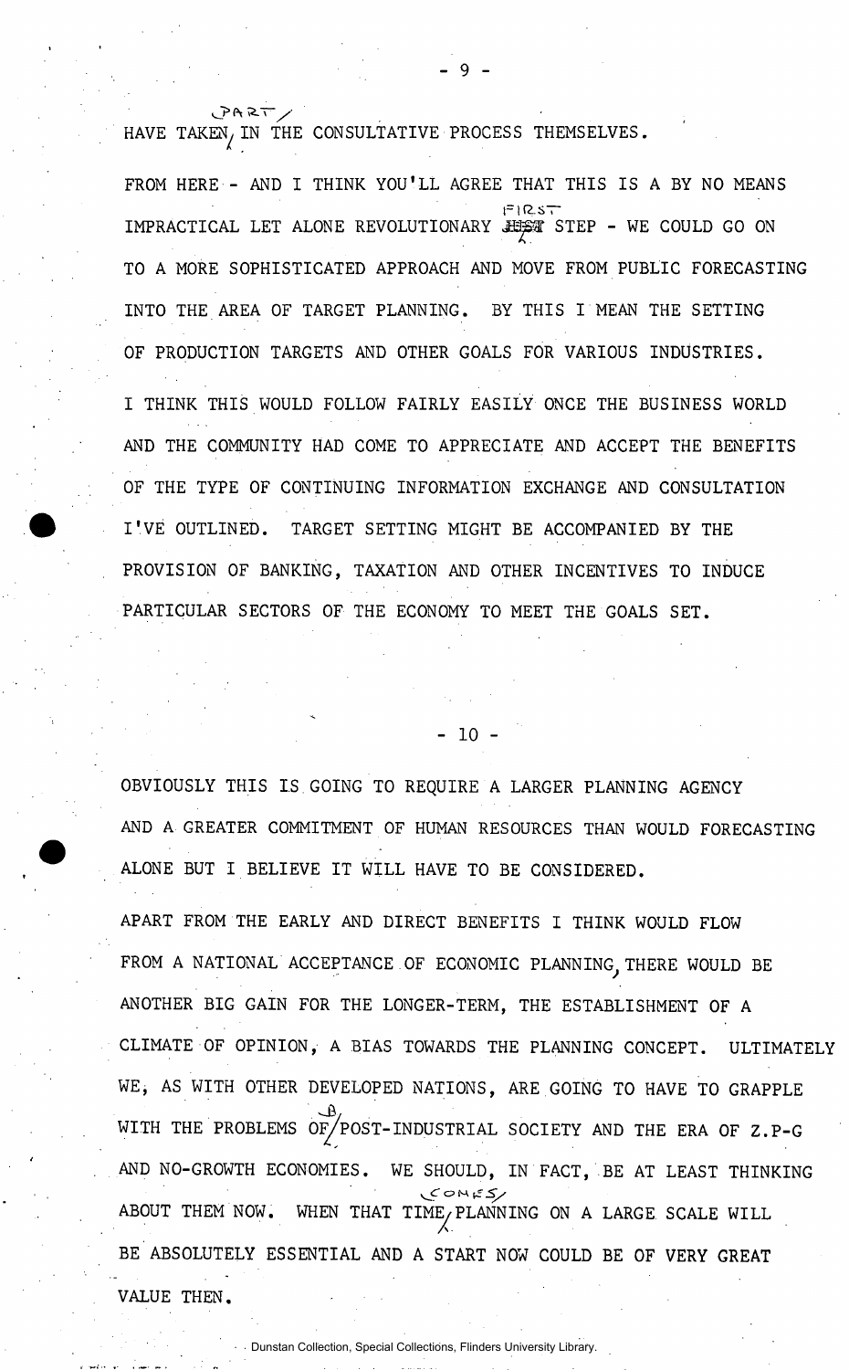HAVE TAKEN PART IN THE CONSULTATIVE PROCESS THEMSELVES.

FROM HERE - AND I THINK YOU'LL AGREE THAT THIS IS A BY NO MEANS IMPRACTICAL LET ALONE REVOLUTIONARY FIRST STEP - WE COULD GO ON TO A MORE SOPHISTICATED APPROACH AND MOVE FROM PUBLIC FORECASTING INTO THE AREA OF TARGET PLANNING. BY THIS I MEAN THE SETTING OF PRODUCTION TARGETS AND OTHER GOALS FOR VARIOUS INDUSTRIES.

I THINK THIS WOULD FOLLOW FAIRLY EASILY ONCE THE BUSINESS WORLD AND THE COMMUNITY HAD COME TO APPRECIATE AND ACCEPT THE BENEFITS OF THE TYPE OF CONTINUING INFORMATION EXCHANGE AND CONSULTATION I'VE OUTLINED. TARGET SETTING MIGHT BE ACCOMPANIED BY THE PROVISION OF BANKING, TAXATION AND OTHER INCENTIVES TO INDUCE PARTICULAR SECTORS OF THE ECONOMY TO MEET THE GOALS SET.

OBVIOUSLY THIS IS GOING TO REQUIRE A LARGER PLANNING AGENCY AND A GREATER COMMITMENT OF HUMAN RESOURCES THAN WOULD FORECASTING ALONE BUT I BELIEVE IT WILL HAVE TO BE CONSIDERED.

APART FROM THE EARLY AND DIRECT BENEFITS I THINK WOULD FLOW FROM A NATIONAL ACCEPTANCE OF ECONOMIC PLANNING, THERE WOULD BE ANOTHER BIG GAIN FOR THE LONGER-TERM, THE ESTABLISHMENT OF A CLIMATE OF OPINION, A BIAS TOWARDS THE PLANNING CONCEPT. ULTIMATELY WE, AS WITH OTHER DEVELOPED NATIONS, ARE GOING TO HAVE TO GRAPPLE WITH THE PROBLEMS OF A POST-INDUSTRIAL SOCIETY AND THE ERA OF Z.P-G AND NO-GROWTH ECONOMIES. WE SHOULD, IN FACT, BE AT LEAST THINKING ABOUT THEM NOW. WHEN THAT TIME COMES, PLANNING ON A LARGE SCALE WILL BE ABSOLUTELY ESSENTIAL AND A START NOW COULD BE OF VERY GREAT VALUE THEN.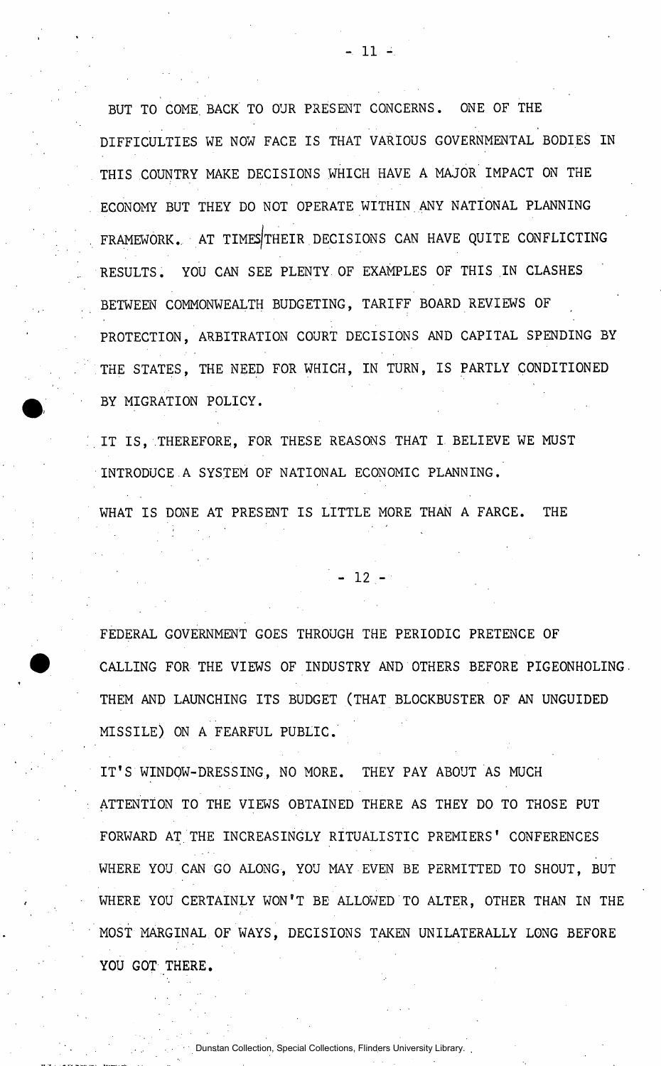BUT TO COME BACK TO OUR PRESENT CONCERNS. ONE OF THE DIFFICULTIES WE NOW FACE IS THAT VARIOUS GOVERNMENTAL BODIES IN THIS COUNTRY MAKE DECISIONS WHICH HAVE A MAJOR IMPACT ON THE ECONOMY BUT THEY DO NOT OPERATE WITHIN ANY NATIONAL PLANNING FRAMEWORK. AT TIMES THEIR DECISIONS CAN HAVE QUITE CONFLICTING RESULTS. YOU CAN SEE PLENTY OF EXAMPLES OF THIS IN CLASHES BETWEEN COMMONWEALTH BUDGETING, TARIFF BOARD REVIEWS OF PROTECTION, ARBITRATION COURT DECISIONS AND CAPITAL SPENDING BY THE STATES, THE NEED FOR WHICH, IN TURN, IS PARTLY CONDITIONED BY MIGRATION POLICY.

IT IS, THEREFORE, FOR THESE REASONS THAT I BELIEVE WE MUST INTRODUCE A SYSTEM OF NATIONAL ECONOMIC PLANNING.

WHAT IS DONE AT PRESENT IS LITTLE MORE THAN A FARCE. THE FEDERAL GOVERNMENT GOES THROUGH THE PERIODIC PRETENCE OF CALLING FOR THE VIEWS OF INDUSTRY AND OTHERS BEFORE PIGEONHOLING THEM AND LAUNCHING ITS BUDGET (THAT BLOCKBUSTER OF AN UNGUIDED MISSILE) ON A FEARFUL PUBLIC.

IT'S WINDOW-DRESSING, NO MORE. THEY PAY ABOUT AS MUCH ATTENTION TO THE VIEWS OBTAINED THERE AS THEY DO TO THOSE PUT FORWARD AT THE INCREASINGLY RITUALISTIC PREMIERS' CONFERENCES WHERE YOU CAN GO ALONG, YOU MAY EVEN BE PERMITTED TO SHOUT, BUT WHERE YOU CERTAINLY WON'T BE ALLOWED TO ALTER, OTHER THAN IN THE MOST MARGINAL OF WAYS, DECISIONS TAKEN UNILATERALLY LONG BEFORE YOU GOT THERE.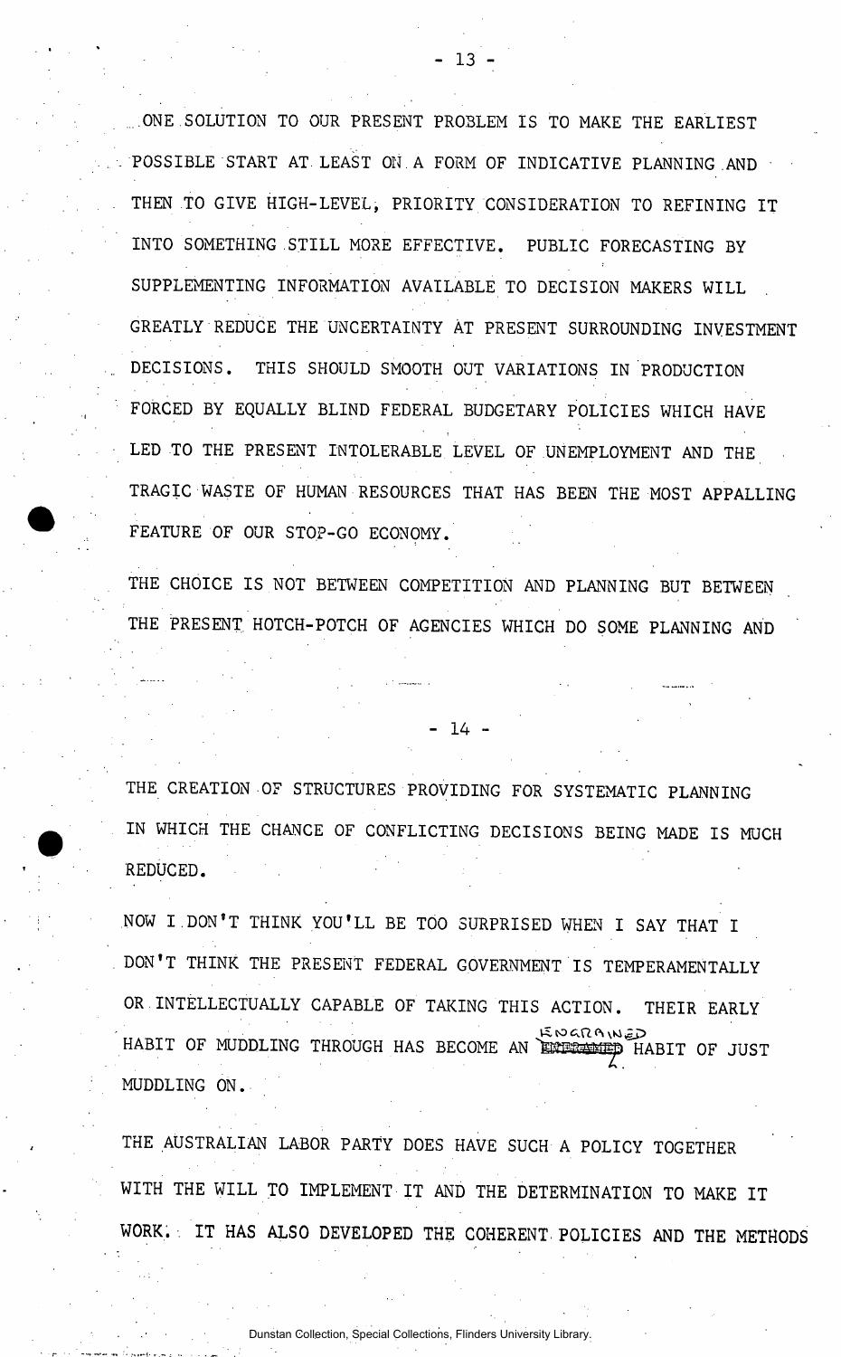ONE SOLUTION TO OUR PRESENT PROBLEM IS TO MAKE THE EARLIEST POSSIBLE START AT LEAST ON A FORM OF INDICATIVE PLANNING AND THEN TO GIVE HIGH-LEVEL, PRIORITY CONSIDERATION TO REFINING IT INTO SOMETHING STILL MORE EFFECTIVE. PUBLIC FORECASTING BY SUPPLEMENTING INFORMATION AVAILABLE TO DECISION MAKERS WILL GREATLY REDUCE THE UNCERTAINTY AT PRESENT SURROUNDING INVESTMENT DECISIONS. THIS SHOULD SMOOTH OUT VARIATIONS IN PRODUCTION FORCED BY EQUALLY BLIND FEDERAL BUDGETARY POLICIES WHICH HAVE LED TO THE PRESENT INTOLERABLE LEVEL OF UNEMPLOYMENT AND THE TRAGIC WASTE OF HUMAN RESOURCES THAT HAS BEEN THE MOST APPALLING FEATURE OF OUR STOP-GO ECONOMY.

THE CHOICE IS NOT BETWEEN COMPETITION AND PLANNING BUT BETWEEN THE PRESENT HOTCH-POTCH OF AGENCIES WHICH DO SOME PLANNING AND THE CREATION OF STRUCTURES PROVIDING FOR SYSTEMATIC PLANNING IN WHICH THE CHANCE OF CONFLICTING DECISIONS BEING MADE IS MUCH REDUCED.

NOW I DON'T THINK YOU'LL BE TOO SURPRISED WHEN I SAY THAT I DON'T THINK THE PRESENT FEDERAL GOVERNMENT IS TEMPERAMENTALLY OR INTELLECTUALLY CAPABLE OF TAKING THIS ACTION. THEIR EARLY HABIT OF MUDDLING THROUGH HAS BECOME AN ~~ENTRENCHED~~ ENGRAINED HABIT OF JUST MUDDLING ON.

THE AUSTRALIAN LABOR PARTY DOES HAVE SUCH A POLICY TOGETHER WITH THE WILL TO IMPLEMENT IT AND THE DETERMINATION TO MAKE IT WORK. IT HAS ALSO DEVELOPED THE COHERENT POLICIES AND THE METHODS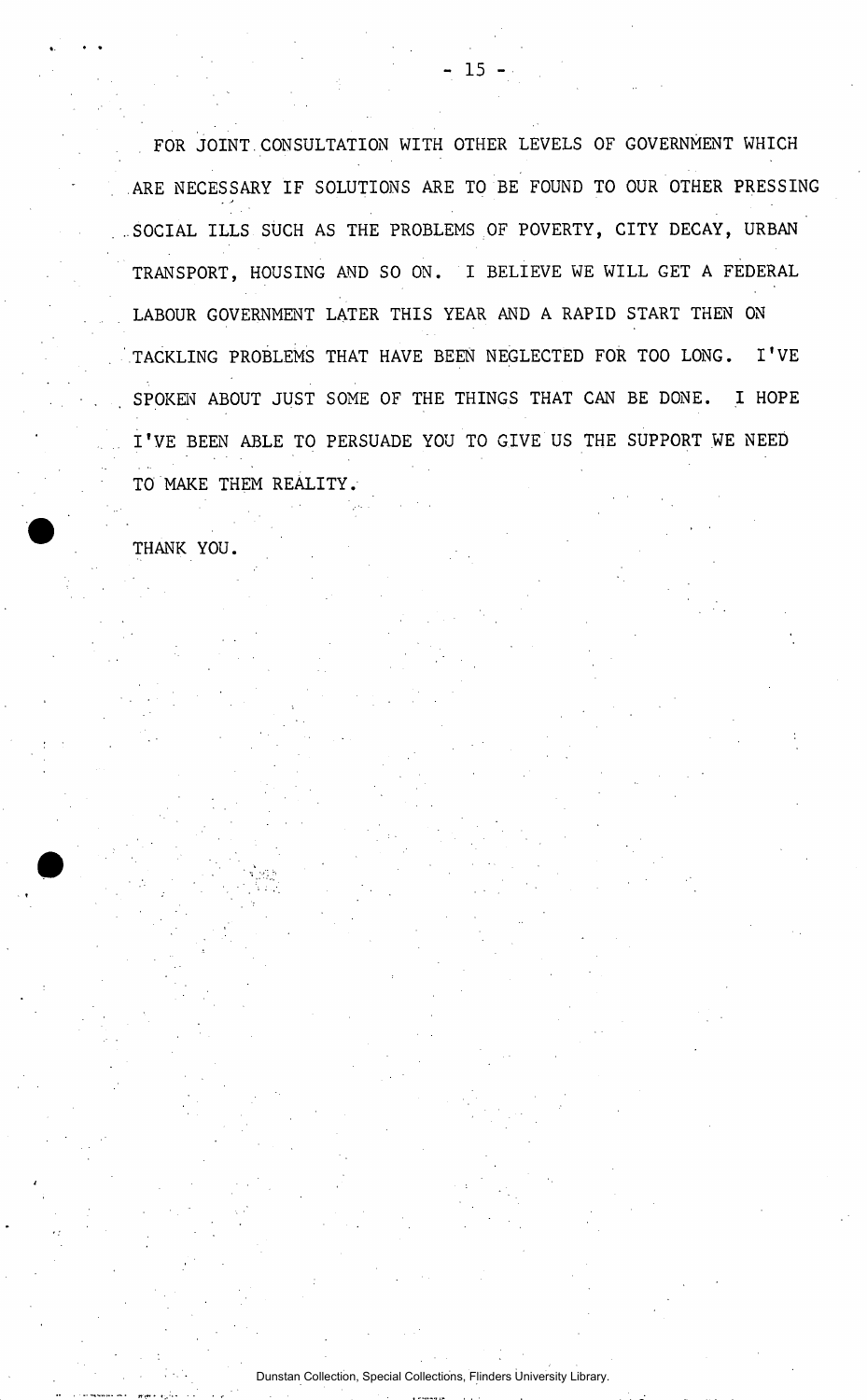FOR JOINT CONSULTATION WITH OTHER LEVELS OF GOVERNMENT WHICH ARE NECESSARY IF SOLUTIONS ARE TO BE FOUND TO OUR OTHER PRESSING SOCIAL ILLS SUCH AS THE PROBLEMS OF POVERTY, CITY DECAY, URBAN TRANSPORT, HOUSING AND SO ON. I BELIEVE WE WILL GET A FEDERAL LABOUR GOVERNMENT LATER THIS YEAR AND A RAPID START THEN ON TACKLING PROBLEMS THAT HAVE BEEN NEGLECTED FOR TOO LONG. I'VE SPOKEN ABOUT JUST SOME OF THE THINGS THAT CAN BE DONE. I HOPE I'VE BEEN ABLE TO PERSUADE YOU TO GIVE US THE SUPPORT WE NEED TO MAKE THEM REALITY.

THANK YOU.

Dunstan Collection, Special Collections, Flinders University Library.